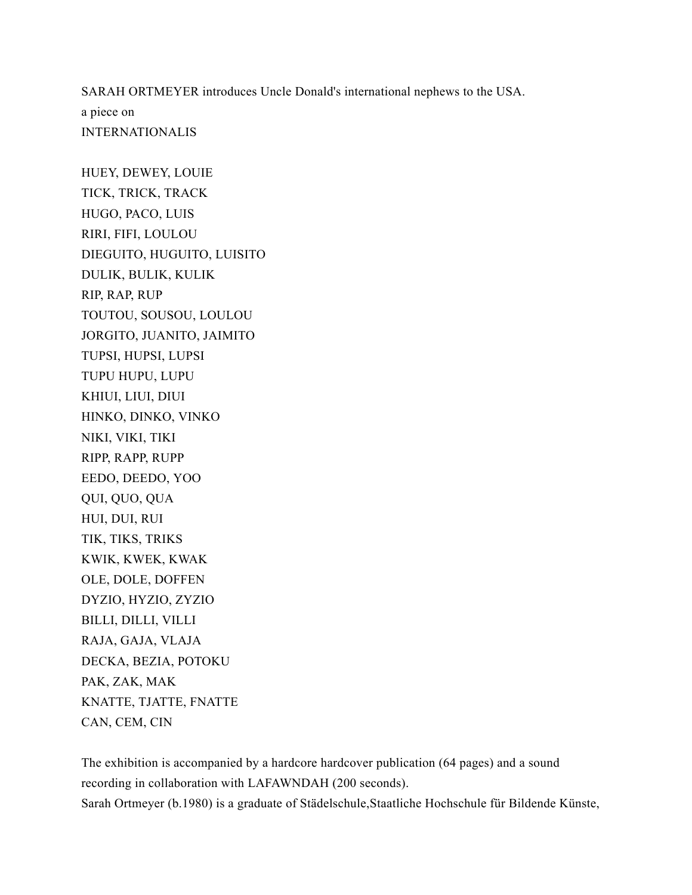SARAH ORTMEYER introduces Uncle Donald's international nephews to the USA.
a piece on
INTERNATIONALIS

HUEY, DEWEY, LOUIE
TICK, TRICK, TRACK
HUGO, PACO, LUIS
RIRI, FIFI, LOULOU
DIEGUITO, HUGUITO, LUISITO
DULIK, BULIK, KULIK
RIP, RAP, RUP
TOUTOU, SOUSOU, LOULOU
JORGITO, JUANITO, JAIMITO
TUPSI, HUPSI, LUPSI
TUPU HUPU, LUPU
KHIUI, LIUI, DIUI
HINKO, DINKO, VINKO
NIKI, VIKI, TIKI
RIPP, RAPP, RUPP
EEDO, DEEDO, YOO
QUI, QUO, QUA
HUI, DUI, RUI
TIK, TIKS, TRIKS
KWIK, KWEK, KWAK
OLE, DOLE, DOFFEN
DYZIO, HYZIO, ZYZIO
BILLI, DILLI, VILLI
RAJA, GAJA, VLAJA
DECKA, BEZIA, POTOKU
PAK, ZAK, MAK
KNATTE, TJATTE, FNATTE
CAN, CEM, CIN

The exhibition is accompanied by a hardcore hardcover publication (64 pages) and a sound recording in collaboration with LAFAWNDAH (200 seconds).
Sarah Ortmeyer (b.1980) is a graduate of Städelschule,Staatliche Hochschule für Bildende Künste,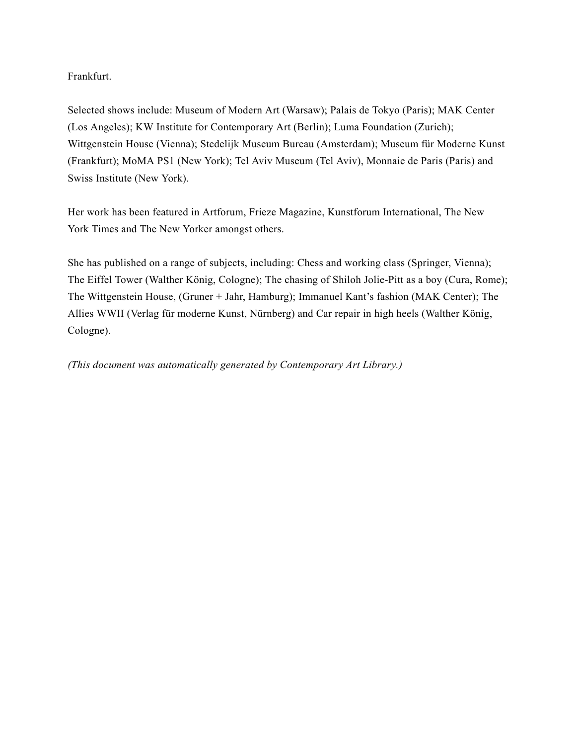Frankfurt.

Selected shows include: Museum of Modern Art (Warsaw); Palais de Tokyo (Paris); MAK Center (Los Angeles); KW Institute for Contemporary Art (Berlin); Luma Foundation (Zurich); Wittgenstein House (Vienna); Stedelijk Museum Bureau (Amsterdam); Museum für Moderne Kunst (Frankfurt); MoMA PS1 (New York); Tel Aviv Museum (Tel Aviv), Monnaie de Paris (Paris) and Swiss Institute (New York).

Her work has been featured in Artforum, Frieze Magazine, Kunstforum International, The New York Times and The New Yorker amongst others.

She has published on a range of subjects, including: Chess and working class (Springer, Vienna); The Eiffel Tower (Walther König, Cologne); The chasing of Shiloh Jolie-Pitt as a boy (Cura, Rome); The Wittgenstein House, (Gruner + Jahr, Hamburg); Immanuel Kant's fashion (MAK Center); The Allies WWII (Verlag für moderne Kunst, Nürnberg) and Car repair in high heels (Walther König, Cologne).

*(This document was automatically generated by Contemporary Art Library.)*